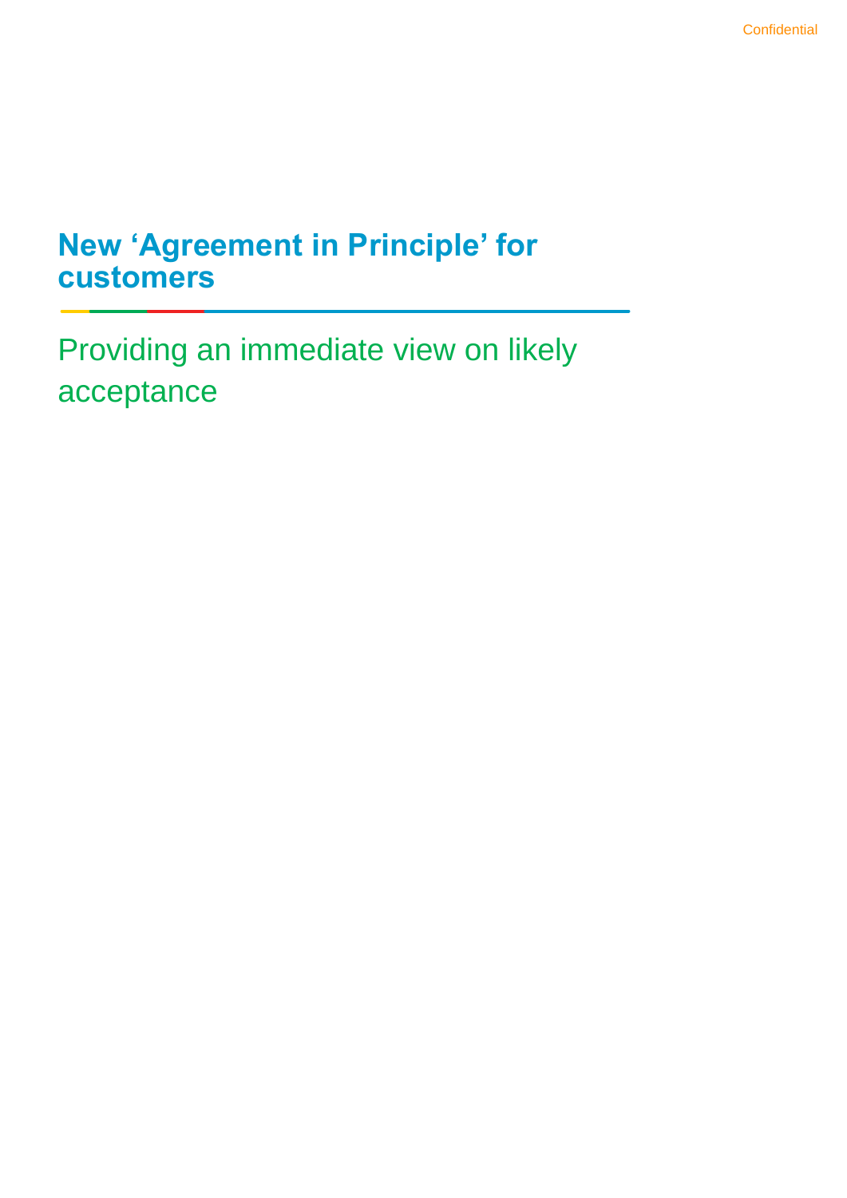# New 'Agreement in Principle' for customers

## Providing an immediate view on likely acceptance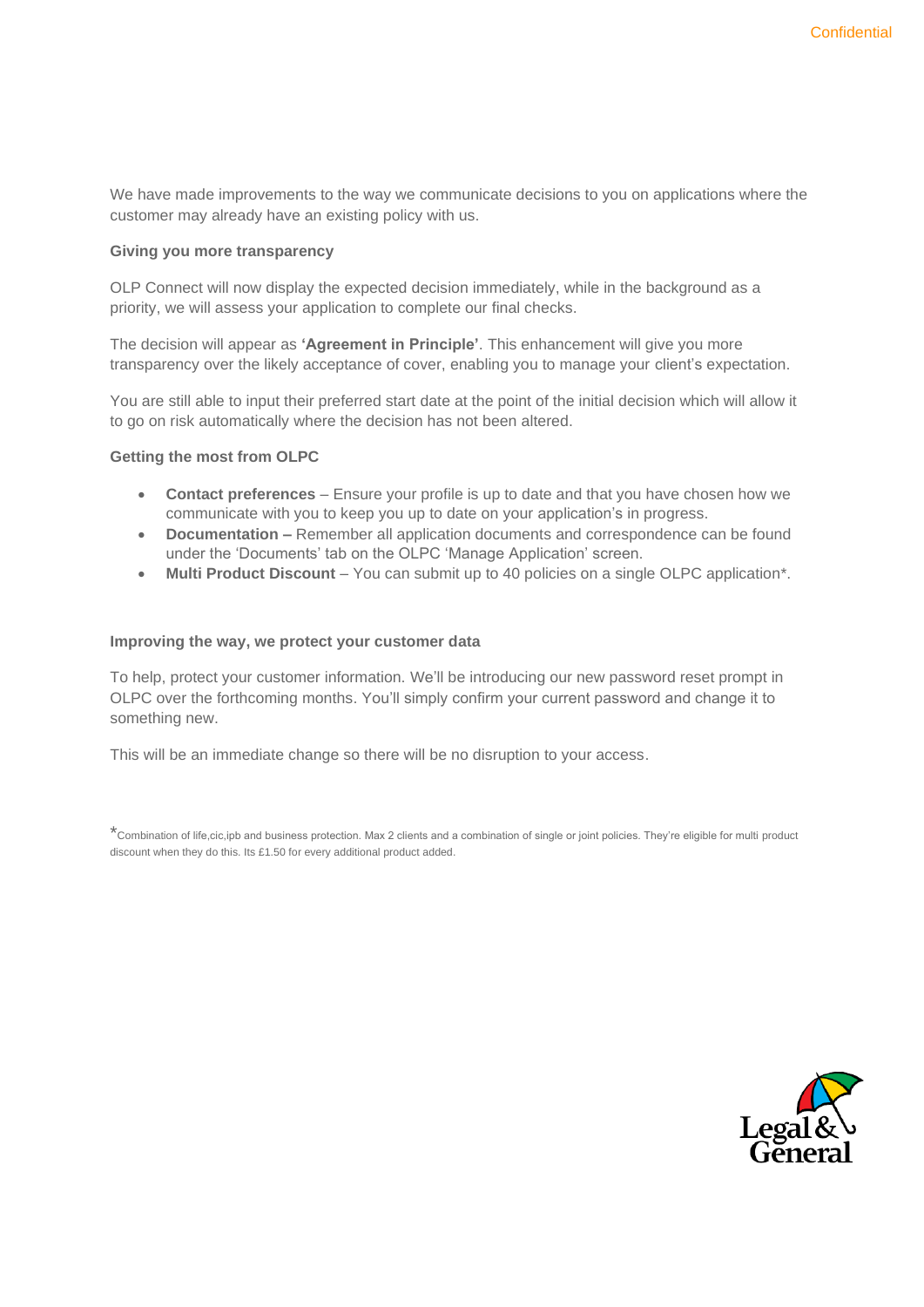We have made improvements to the way we communicate decisions to you on applications where the customer may already have an existing policy with us.

**Giving you more transparency**

OLP Connect will now display the expected decision immediately, while in the background as a priority, we will assess your application to complete our final checks.

The decision will appear as **'Agreement in Principle'**. This enhancement will give you more transparency over the likely acceptance of cover, enabling you to manage your client's expectation.

You are still able to input their preferred start date at the point of the initial decision which will allow it to go on risk automatically where the decision has not been altered.

**Getting the most from OLPC**

- **Contact preferences** – Ensure your profile is up to date and that you have chosen how we communicate with you to keep you up to date on your application's in progress.
- **Documentation –** Remember all application documents and correspondence can be found under the 'Documents' tab on the OLPC 'Manage Application' screen.
- **Multi Product Discount** – You can submit up to 40 policies on a single OLPC application*.

**Improving the way, we protect your customer data**

To help, protect your customer information. We'll be introducing our new password reset prompt in OLPC over the forthcoming months. You'll simply confirm your current password and change it to something new.

This will be an immediate change so there will be no disruption to your access.

*Combination of life,cic,ipb and business protection. Max 2 clients and a combination of single or joint policies. They're eligible for multi product discount when they do this. Its £1.50 for every additional product added.